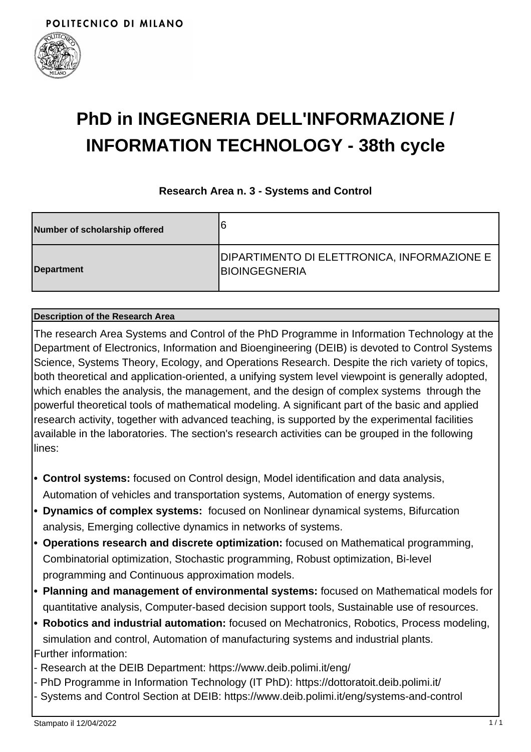POLITECNICO DI MILANO

# PhD in INGEGNERIA DELL'INFORMAZIONE / INFORMATION TECHNOLOGY - 38th cycle

### Research Area n. 3 - Systems and Control

| | |
|---|---|
| **Number of scholarship offered** | 6 |
| **Department** | DIPARTIMENTO DI ELETTRONICA, INFORMAZIONE E BIOINGEGNERIA |

**Description of the Research Area**

The research Area Systems and Control of the PhD Programme in Information Technology at the Department of Electronics, Information and Bioengineering (DEIB) is devoted to Control Systems Science, Systems Theory, Ecology, and Operations Research. Despite the rich variety of topics, both theoretical and application-oriented, a unifying system level viewpoint is generally adopted, which enables the analysis, the management, and the design of complex systems through the powerful theoretical tools of mathematical modeling. A significant part of the basic and applied research activity, together with advanced teaching, is supported by the experimental facilities available in the laboratories. The section's research activities can be grouped in the following lines:

- **Control systems:** focused on Control design, Model identification and data analysis, Automation of vehicles and transportation systems, Automation of energy systems.
- **Dynamics of complex systems:** focused on Nonlinear dynamical systems, Bifurcation analysis, Emerging collective dynamics in networks of systems.
- **Operations research and discrete optimization:** focused on Mathematical programming, Combinatorial optimization, Stochastic programming, Robust optimization, Bi-level programming and Continuous approximation models.
- **Planning and management of environmental systems:** focused on Mathematical models for quantitative analysis, Computer-based decision support tools, Sustainable use of resources.
- **Robotics and industrial automation:** focused on Mechatronics, Robotics, Process modeling, simulation and control, Automation of manufacturing systems and industrial plants.

Further information:
- Research at the DEIB Department: https://www.deib.polimi.it/eng/
- PhD Programme in Information Technology (IT PhD): https://dottoratoit.deib.polimi.it/
- Systems and Control Section at DEIB: https://www.deib.polimi.it/eng/systems-and-control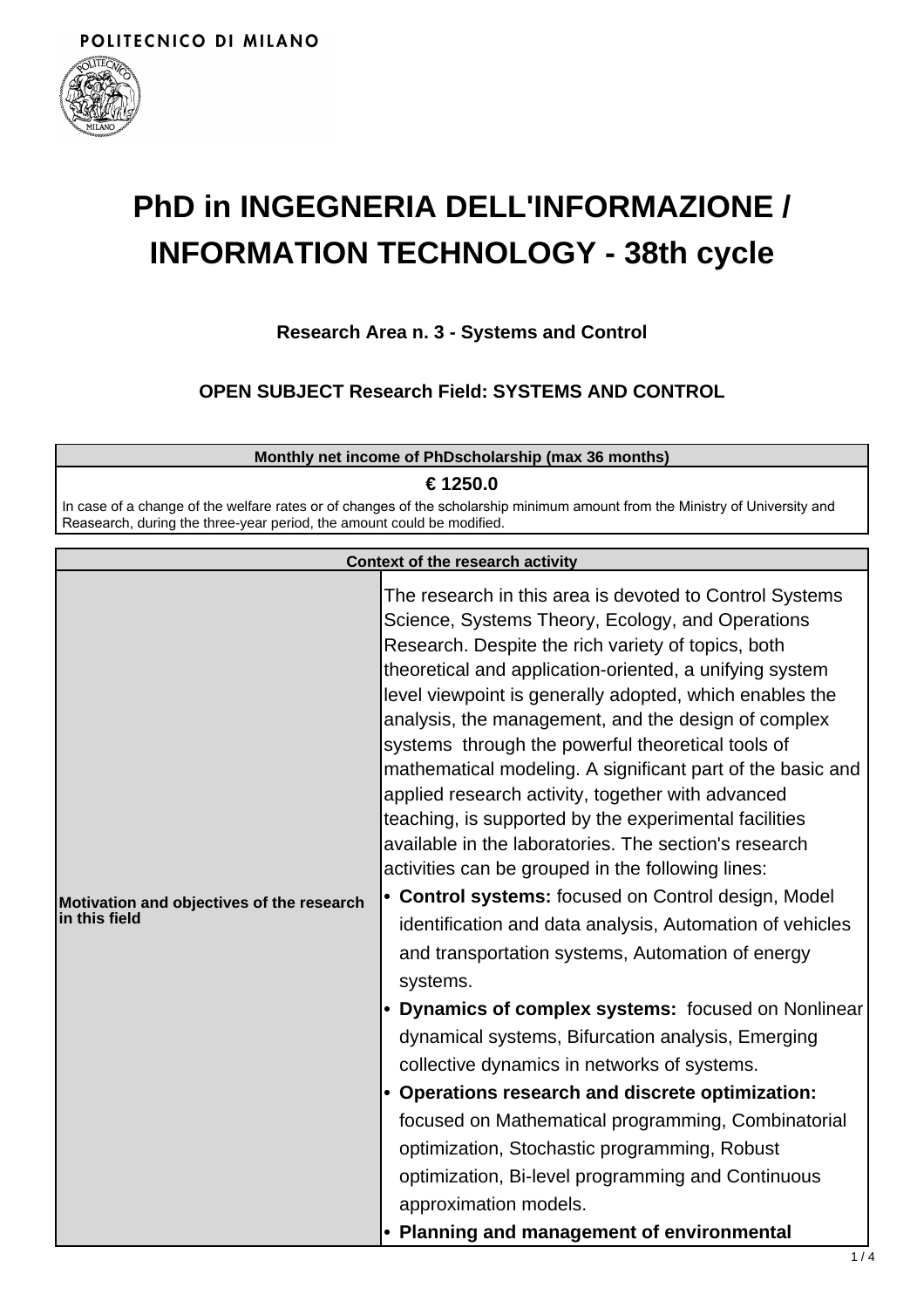POLITECNICO DI MILANO

# PhD in INGEGNERIA DELL'INFORMAZIONE / INFORMATION TECHNOLOGY - 38th cycle

### Research Area n. 3 - Systems and Control

### OPEN SUBJECT Research Field: SYSTEMS AND CONTROL

| Monthly net income of PhDscholarship (max 36 months) |
|---|
| **€ 1250.0** |
| In case of a change of the welfare rates or of changes of the scholarship minimum amount from the Ministry of University and Reasearch, during the three-year period, the amount could be modified. |

| Context of the research activity | |
|---|---|
| **Motivation and objectives of the research in this field** | The research in this area is devoted to Control Systems Science, Systems Theory, Ecology, and Operations Research. Despite the rich variety of topics, both theoretical and application-oriented, a unifying system level viewpoint is generally adopted, which enables the analysis, the management, and the design of complex systems through the powerful theoretical tools of mathematical modeling. A significant part of the basic and applied research activity, together with advanced teaching, is supported by the experimental facilities available in the laboratories. The section's research activities can be grouped in the following lines:<br>• **Control systems:** focused on Control design, Model identification and data analysis, Automation of vehicles and transportation systems, Automation of energy systems.<br>• **Dynamics of complex systems:** focused on Nonlinear dynamical systems, Bifurcation analysis, Emerging collective dynamics in networks of systems.<br>• **Operations research and discrete optimization:** focused on Mathematical programming, Combinatorial optimization, Stochastic programming, Robust optimization, Bi-level programming and Continuous approximation models.<br>• **Planning and management of environmental** |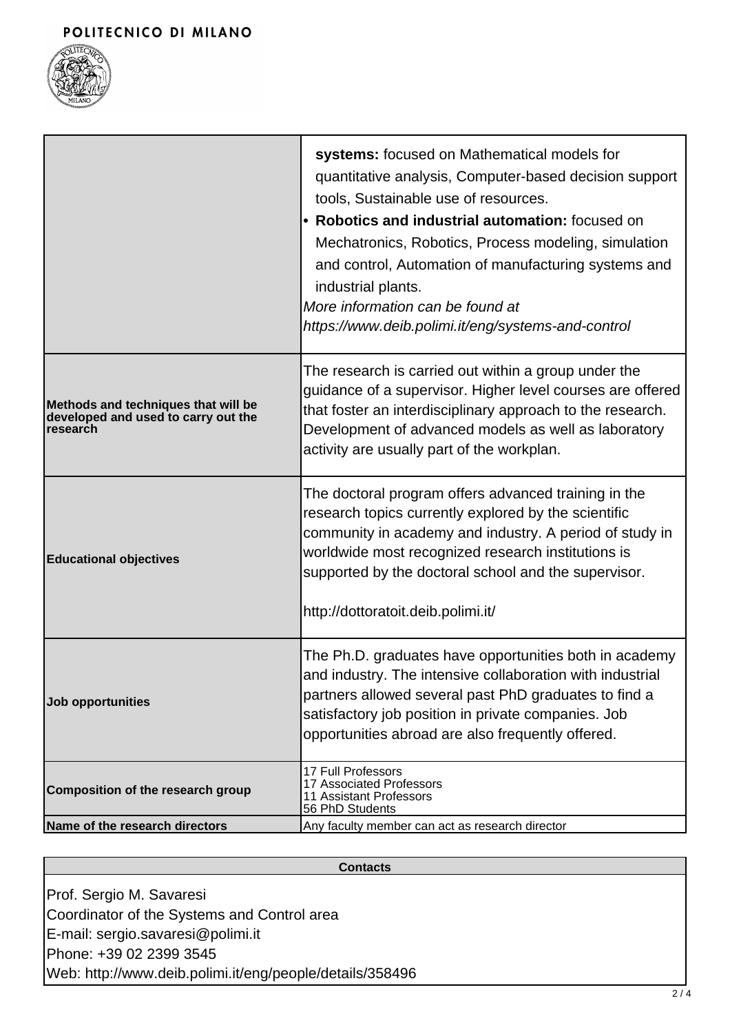| | |
|---|---|
| | **systems:** focused on Mathematical models for quantitative analysis, Computer-based decision support tools, Sustainable use of resources.<br>• **Robotics and industrial automation:** focused on Mechatronics, Robotics, Process modeling, simulation and control, Automation of manufacturing systems and industrial plants.<br>*More information can be found at https://www.deib.polimi.it/eng/systems-and-control* |
| **Methods and techniques that will be developed and used to carry out the research** | The research is carried out within a group under the guidance of a supervisor. Higher level courses are offered that foster an interdisciplinary approach to the research. Development of advanced models as well as laboratory activity are usually part of the workplan. |
| **Educational objectives** | The doctoral program offers advanced training in the research topics currently explored by the scientific community in academy and industry. A period of study in worldwide most recognized research institutions is supported by the doctoral school and the supervisor.<br><br>http://dottoratoit.deib.polimi.it/ |
| **Job opportunities** | The Ph.D. graduates have opportunities both in academy and industry. The intensive collaboration with industrial partners allowed several past PhD graduates to find a satisfactory job position in private companies. Job opportunities abroad are also frequently offered. |
| **Composition of the research group** | 17 Full Professors<br>17 Associated Professors<br>11 Assistant Professors<br>56 PhD Students |
| **Name of the research directors** | Any faculty member can act as research director |

| **Contacts** |
|---|
| Prof. Sergio M. Savaresi<br>Coordinator of the Systems and Control area<br>E-mail: sergio.savaresi@polimi.it<br>Phone: +39 02 2399 3545<br>Web: http://www.deib.polimi.it/eng/people/details/358496 |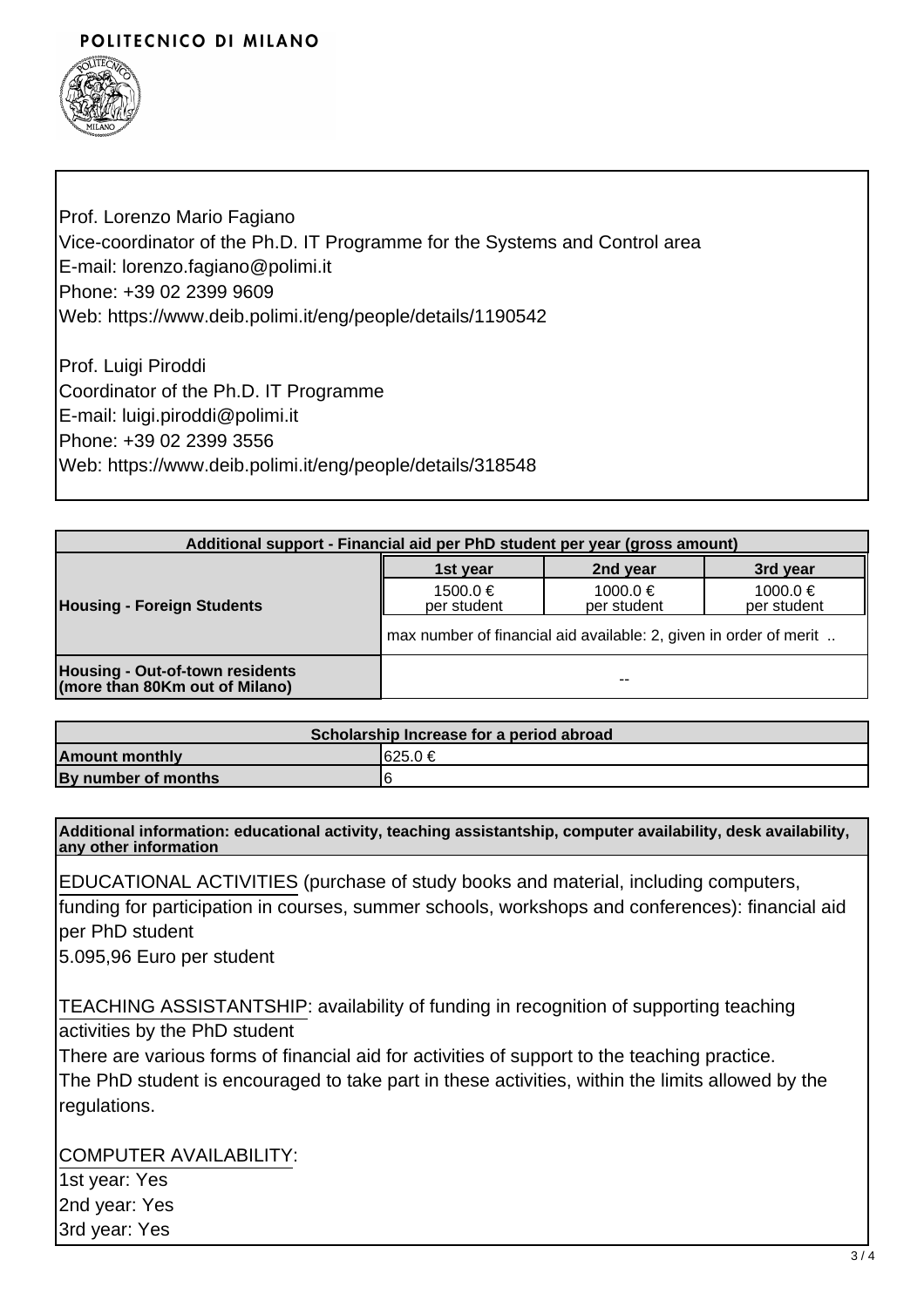POLITECNICO DI MILANO

Prof. Lorenzo Mario Fagiano
Vice-coordinator of the Ph.D. IT Programme for the Systems and Control area
E-mail: lorenzo.fagiano@polimi.it
Phone: +39 02 2399 9609
Web: https://www.deib.polimi.it/eng/people/details/1190542

Prof. Luigi Piroddi
Coordinator of the Ph.D. IT Programme
E-mail: luigi.piroddi@polimi.it
Phone: +39 02 2399 3556
Web: https://www.deib.polimi.it/eng/people/details/318548

| Additional support - Financial aid per PhD student per year (gross amount) | | | |
|---|---|---|---|
| | 1st year | 2nd year | 3rd year |
| **Housing - Foreign Students** | 1500.0 € per student | 1000.0 € per student | 1000.0 € per student |
| | max number of financial aid available: 2, given in order of merit .. | | |
| **Housing - Out-of-town residents (more than 80Km out of Milano)** | -- | | |

| Scholarship Increase for a period abroad | |
|---|---|
| **Amount monthly** | 625.0 € |
| **By number of months** | 6 |

**Additional information: educational activity, teaching assistantship, computer availability, desk availability, any other information**

EDUCATIONAL ACTIVITIES (purchase of study books and material, including computers, funding for participation in courses, summer schools, workshops and conferences): financial aid per PhD student
5.095,96 Euro per student

TEACHING ASSISTANTSHIP: availability of funding in recognition of supporting teaching activities by the PhD student
There are various forms of financial aid for activities of support to the teaching practice.
The PhD student is encouraged to take part in these activities, within the limits allowed by the regulations.

COMPUTER AVAILABILITY:
1st year: Yes
2nd year: Yes
3rd year: Yes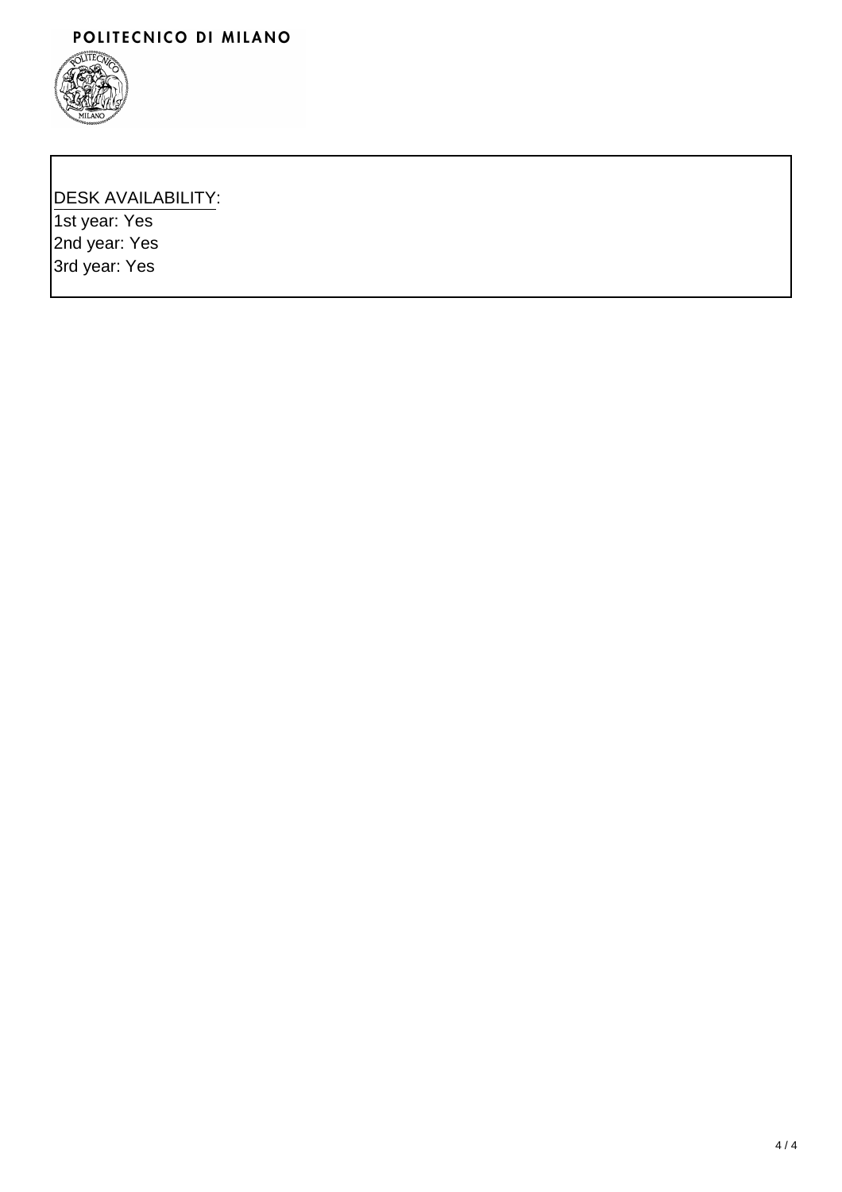DESK AVAILABILITY:

1st year: Yes
2nd year: Yes
3rd year: Yes